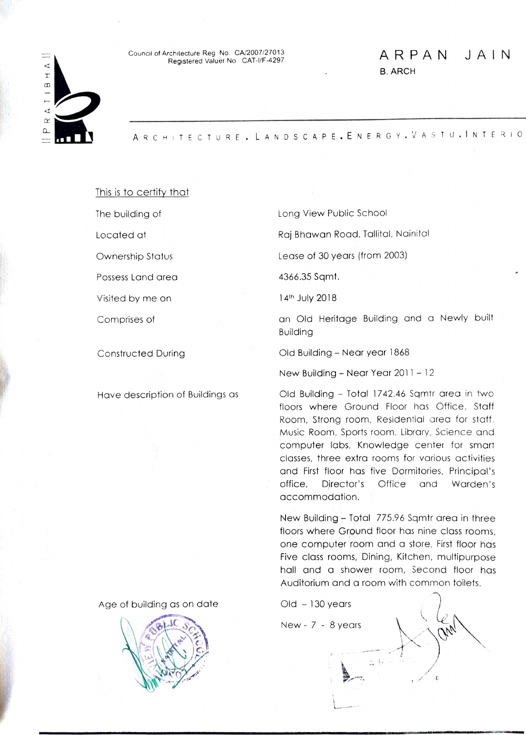Council of Architecture Reg No. CA/2007/27013
Registered Valuer No CAT-I/F-4297

# ARPAN JAIN

B. ARCH

ARCHITECTURE . LANDSCAPE . ENERGY . VASTU . INTERIO

This is to certify that

| | |
|---|---|
| The building of | Long View Public School |
| Located at | Raj Bhawan Road, Tallital, Nainital |
| Ownership Status | Lease of 30 years (from 2003) |
| Possess Land area | 4366.35 Sqmt. |
| Visited by me on | 14th July 2018 |
| Comprises of | an Old Heritage Building and a Newly built Building |
| Constructed During | Old Building – Near year 1868<br>New Building – Near Year 2011 – 12 |
| Have description of Buildings as | Old Building – Total 1742.46 Sqmtr area in two floors where Ground Floor has Office, Staff Room, Strong room, Residential area for staff, Music Room, Sports room, Library, Science and computer labs, Knowledge center for smart classes, three extra rooms for various activities and First floor has five Dormitories, Principal's office, Director's Office and Warden's accommodation.<br><br>New Building – Total 775.96 Sqmtr area in three floors where Ground floor has nine class rooms, one computer room and a store, First floor has Five class rooms, Dining, Kitchen, multipurpose hall and a shower room, Second floor has Auditorium and a room with common toilets. |
| Age of building as on date | Old – 130 years<br>New - 7 - 8 years |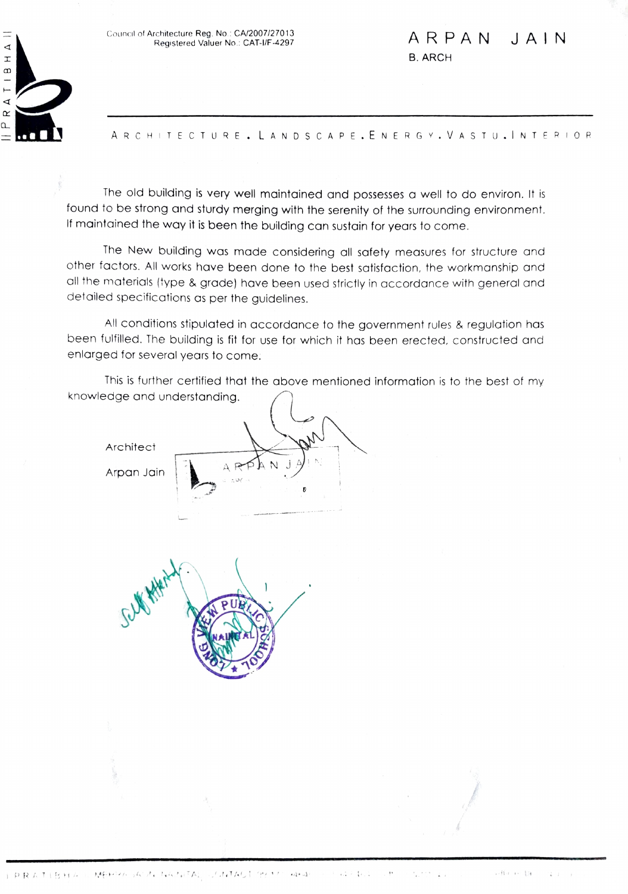Council of Architecture Reg. No.: CA/2007/27013
Registered Valuer No.: CAT-I/F-4297

# ARPAN JAIN

B. ARCH

ARCHITECTURE . LANDSCAPE . ENERGY . VASTU . INTERIOR

The old building is very well maintained and possesses a well to do environ. It is found to be strong and sturdy merging with the serenity of the surrounding environment. If maintained the way it is been the building can sustain for years to come.

The New building was made considering all safety measures for structure and other factors. All works have been done to the best satisfaction, the workmanship and all the materials (type & grade) have been used strictly in accordance with general and detailed specifications as per the guidelines.

All conditions stipulated in accordance to the government rules & regulation has been fulfilled. The building is fit for use for which it has been erected, constructed and enlarged for several years to come.

This is further certified that the above mentioned information is to the best of my knowledge and understanding.

Architect

Arpan Jain

ARPAN JAIN

LONG VIEW PUBLIC SCHOOL NAINITAL